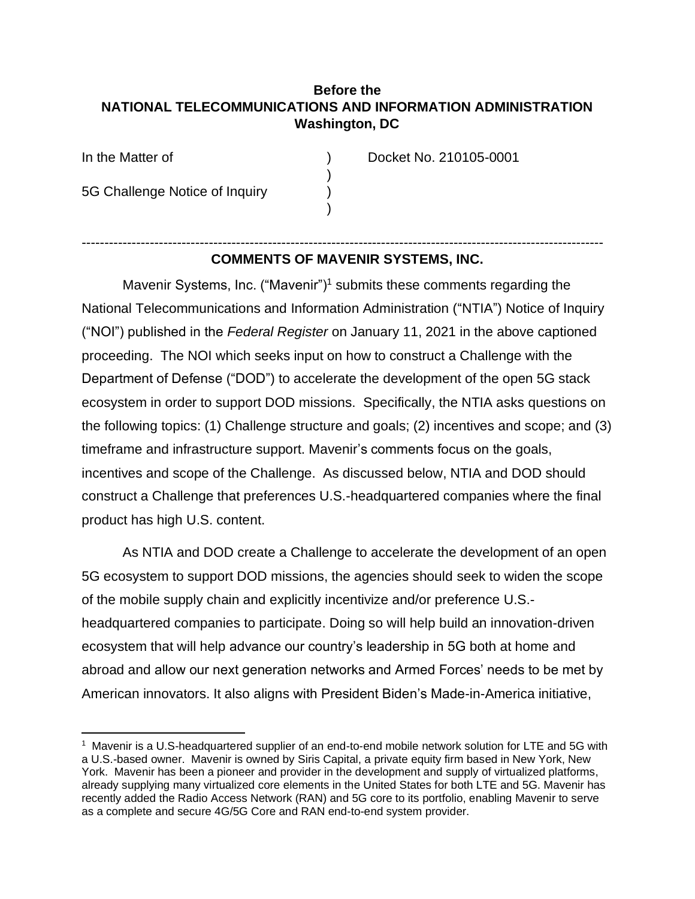**Before the**
**NATIONAL TELECOMMUNICATIONS AND INFORMATION ADMINISTRATION**
**Washington, DC**

| | | |
|---|---|---|
| In the Matter of | ) | Docket No. 210105-0001 |
| | ) | |
| 5G Challenge Notice of Inquiry | ) | |
| | ) | |

---

**COMMENTS OF MAVENIR SYSTEMS, INC.**

Mavenir Systems, Inc. ("Mavenir")[1] submits these comments regarding the National Telecommunications and Information Administration ("NTIA") Notice of Inquiry ("NOI") published in the *Federal Register* on January 11, 2021 in the above captioned proceeding. The NOI which seeks input on how to construct a Challenge with the Department of Defense ("DOD") to accelerate the development of the open 5G stack ecosystem in order to support DOD missions. Specifically, the NTIA asks questions on the following topics: (1) Challenge structure and goals; (2) incentives and scope; and (3) timeframe and infrastructure support. Mavenir's comments focus on the goals, incentives and scope of the Challenge. As discussed below, NTIA and DOD should construct a Challenge that preferences U.S.-headquartered companies where the final product has high U.S. content.

As NTIA and DOD create a Challenge to accelerate the development of an open 5G ecosystem to support DOD missions, the agencies should seek to widen the scope of the mobile supply chain and explicitly incentivize and/or preference U.S.-headquartered companies to participate. Doing so will help build an innovation-driven ecosystem that will help advance our country's leadership in 5G both at home and abroad and allow our next generation networks and Armed Forces' needs to be met by American innovators. It also aligns with President Biden's Made-in-America initiative,

---

[1] Mavenir is a U.S-headquartered supplier of an end-to-end mobile network solution for LTE and 5G with a U.S.-based owner. Mavenir is owned by Siris Capital, a private equity firm based in New York, New York. Mavenir has been a pioneer and provider in the development and supply of virtualized platforms, already supplying many virtualized core elements in the United States for both LTE and 5G. Mavenir has recently added the Radio Access Network (RAN) and 5G core to its portfolio, enabling Mavenir to serve as a complete and secure 4G/5G Core and RAN end-to-end system provider.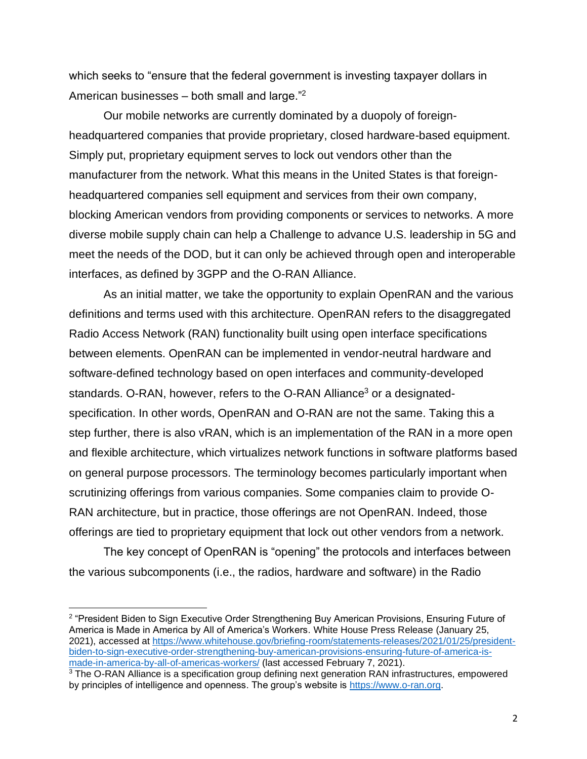which seeks to "ensure that the federal government is investing taxpayer dollars in American businesses – both small and large."[2]

Our mobile networks are currently dominated by a duopoly of foreign-headquartered companies that provide proprietary, closed hardware-based equipment. Simply put, proprietary equipment serves to lock out vendors other than the manufacturer from the network. What this means in the United States is that foreign-headquartered companies sell equipment and services from their own company, blocking American vendors from providing components or services to networks. A more diverse mobile supply chain can help a Challenge to advance U.S. leadership in 5G and meet the needs of the DOD, but it can only be achieved through open and interoperable interfaces, as defined by 3GPP and the O-RAN Alliance.

As an initial matter, we take the opportunity to explain OpenRAN and the various definitions and terms used with this architecture. OpenRAN refers to the disaggregated Radio Access Network (RAN) functionality built using open interface specifications between elements. OpenRAN can be implemented in vendor-neutral hardware and software-defined technology based on open interfaces and community-developed standards. O-RAN, however, refers to the O-RAN Alliance[3] or a designated-specification. In other words, OpenRAN and O-RAN are not the same. Taking this a step further, there is also vRAN, which is an implementation of the RAN in a more open and flexible architecture, which virtualizes network functions in software platforms based on general purpose processors. The terminology becomes particularly important when scrutinizing offerings from various companies. Some companies claim to provide O-RAN architecture, but in practice, those offerings are not OpenRAN. Indeed, those offerings are tied to proprietary equipment that lock out other vendors from a network.

The key concept of OpenRAN is "opening" the protocols and interfaces between the various subcomponents (i.e., the radios, hardware and software) in the Radio

---

[2] "President Biden to Sign Executive Order Strengthening Buy American Provisions, Ensuring Future of America is Made in America by All of America's Workers. White House Press Release (January 25, 2021), accessed at https://www.whitehouse.gov/briefing-room/statements-releases/2021/01/25/president-biden-to-sign-executive-order-strengthening-buy-american-provisions-ensuring-future-of-america-is-made-in-america-by-all-of-americas-workers/ (last accessed February 7, 2021).

[3] The O-RAN Alliance is a specification group defining next generation RAN infrastructures, empowered by principles of intelligence and openness. The group's website is https://www.o-ran.org.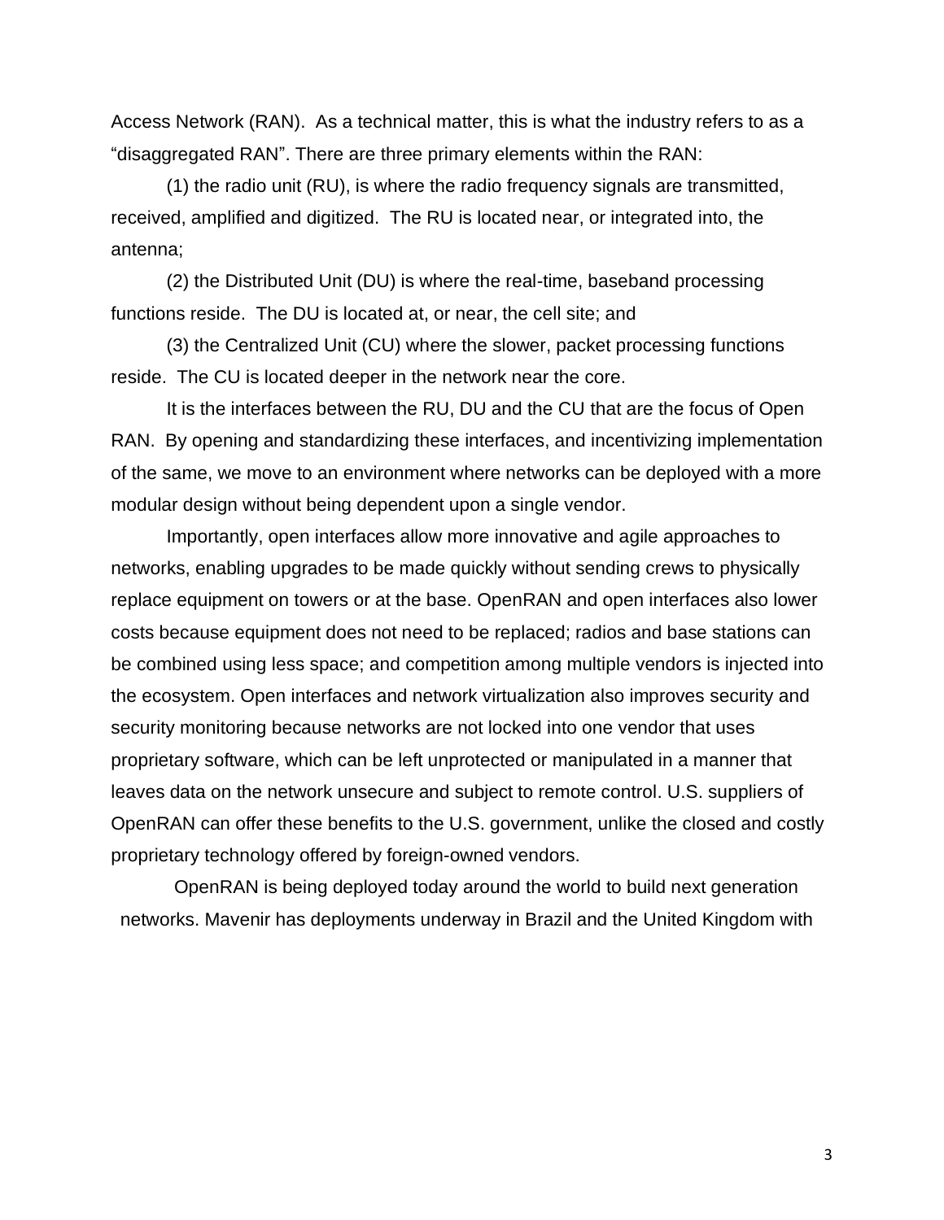Access Network (RAN). As a technical matter, this is what the industry refers to as a "disaggregated RAN". There are three primary elements within the RAN:

(1) the radio unit (RU), is where the radio frequency signals are transmitted, received, amplified and digitized. The RU is located near, or integrated into, the antenna;

(2) the Distributed Unit (DU) is where the real-time, baseband processing functions reside. The DU is located at, or near, the cell site; and

(3) the Centralized Unit (CU) where the slower, packet processing functions reside. The CU is located deeper in the network near the core.

It is the interfaces between the RU, DU and the CU that are the focus of Open RAN. By opening and standardizing these interfaces, and incentivizing implementation of the same, we move to an environment where networks can be deployed with a more modular design without being dependent upon a single vendor.

Importantly, open interfaces allow more innovative and agile approaches to networks, enabling upgrades to be made quickly without sending crews to physically replace equipment on towers or at the base. OpenRAN and open interfaces also lower costs because equipment does not need to be replaced; radios and base stations can be combined using less space; and competition among multiple vendors is injected into the ecosystem. Open interfaces and network virtualization also improves security and security monitoring because networks are not locked into one vendor that uses proprietary software, which can be left unprotected or manipulated in a manner that leaves data on the network unsecure and subject to remote control. U.S. suppliers of OpenRAN can offer these benefits to the U.S. government, unlike the closed and costly proprietary technology offered by foreign-owned vendors.

OpenRAN is being deployed today around the world to build next generation networks. Mavenir has deployments underway in Brazil and the United Kingdom with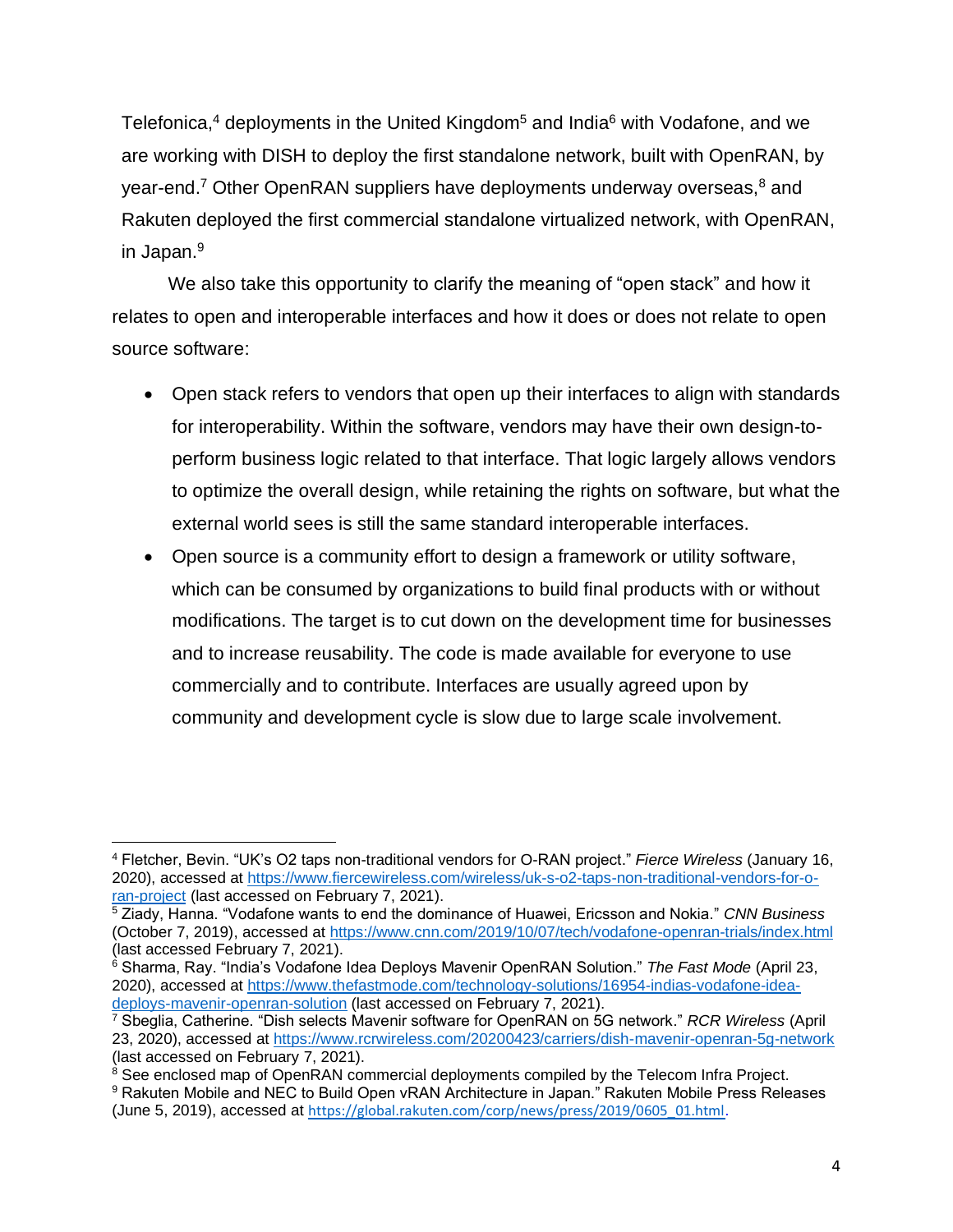Telefonica,[4] deployments in the United Kingdom[5] and India[6] with Vodafone, and we are working with DISH to deploy the first standalone network, built with OpenRAN, by year-end.[7] Other OpenRAN suppliers have deployments underway overseas,[8] and Rakuten deployed the first commercial standalone virtualized network, with OpenRAN, in Japan.[9]

We also take this opportunity to clarify the meaning of "open stack" and how it relates to open and interoperable interfaces and how it does or does not relate to open source software:

- Open stack refers to vendors that open up their interfaces to align with standards for interoperability. Within the software, vendors may have their own design-to-perform business logic related to that interface. That logic largely allows vendors to optimize the overall design, while retaining the rights on software, but what the external world sees is still the same standard interoperable interfaces.
- Open source is a community effort to design a framework or utility software, which can be consumed by organizations to build final products with or without modifications. The target is to cut down on the development time for businesses and to increase reusability. The code is made available for everyone to use commercially and to contribute. Interfaces are usually agreed upon by community and development cycle is slow due to large scale involvement.

---

[4] Fletcher, Bevin. "UK's O2 taps non-traditional vendors for O-RAN project." *Fierce Wireless* (January 16, 2020), accessed at https://www.fiercewireless.com/wireless/uk-s-o2-taps-non-traditional-vendors-for-o-ran-project (last accessed on February 7, 2021).

[5] Ziady, Hanna. "Vodafone wants to end the dominance of Huawei, Ericsson and Nokia." *CNN Business* (October 7, 2019), accessed at https://www.cnn.com/2019/10/07/tech/vodafone-openran-trials/index.html (last accessed February 7, 2021).

[6] Sharma, Ray. "India's Vodafone Idea Deploys Mavenir OpenRAN Solution." *The Fast Mode* (April 23, 2020), accessed at https://www.thefastmode.com/technology-solutions/16954-indias-vodafone-idea-deploys-mavenir-openran-solution (last accessed on February 7, 2021).

[7] Sbeglia, Catherine. "Dish selects Mavenir software for OpenRAN on 5G network." *RCR Wireless* (April 23, 2020), accessed at https://www.rcrwireless.com/20200423/carriers/dish-mavenir-openran-5g-network (last accessed on February 7, 2021).

[8] See enclosed map of OpenRAN commercial deployments compiled by the Telecom Infra Project.

[9] Rakuten Mobile and NEC to Build Open vRAN Architecture in Japan." Rakuten Mobile Press Releases (June 5, 2019), accessed at https://global.rakuten.com/corp/news/press/2019/0605_01.html.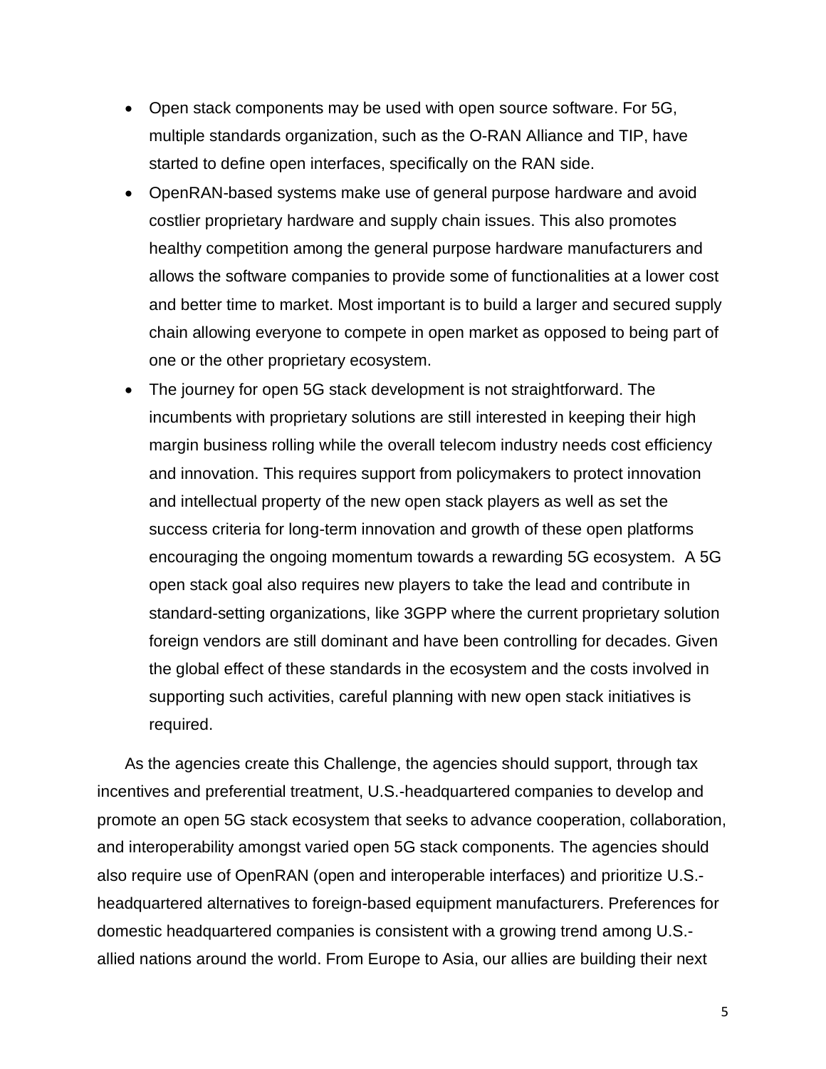- Open stack components may be used with open source software. For 5G, multiple standards organization, such as the O-RAN Alliance and TIP, have started to define open interfaces, specifically on the RAN side.
- OpenRAN-based systems make use of general purpose hardware and avoid costlier proprietary hardware and supply chain issues. This also promotes healthy competition among the general purpose hardware manufacturers and allows the software companies to provide some of functionalities at a lower cost and better time to market. Most important is to build a larger and secured supply chain allowing everyone to compete in open market as opposed to being part of one or the other proprietary ecosystem.
- The journey for open 5G stack development is not straightforward. The incumbents with proprietary solutions are still interested in keeping their high margin business rolling while the overall telecom industry needs cost efficiency and innovation. This requires support from policymakers to protect innovation and intellectual property of the new open stack players as well as set the success criteria for long-term innovation and growth of these open platforms encouraging the ongoing momentum towards a rewarding 5G ecosystem. A 5G open stack goal also requires new players to take the lead and contribute in standard-setting organizations, like 3GPP where the current proprietary solution foreign vendors are still dominant and have been controlling for decades. Given the global effect of these standards in the ecosystem and the costs involved in supporting such activities, careful planning with new open stack initiatives is required.

As the agencies create this Challenge, the agencies should support, through tax incentives and preferential treatment, U.S.-headquartered companies to develop and promote an open 5G stack ecosystem that seeks to advance cooperation, collaboration, and interoperability amongst varied open 5G stack components. The agencies should also require use of OpenRAN (open and interoperable interfaces) and prioritize U.S.-headquartered alternatives to foreign-based equipment manufacturers. Preferences for domestic headquartered companies is consistent with a growing trend among U.S.-allied nations around the world. From Europe to Asia, our allies are building their next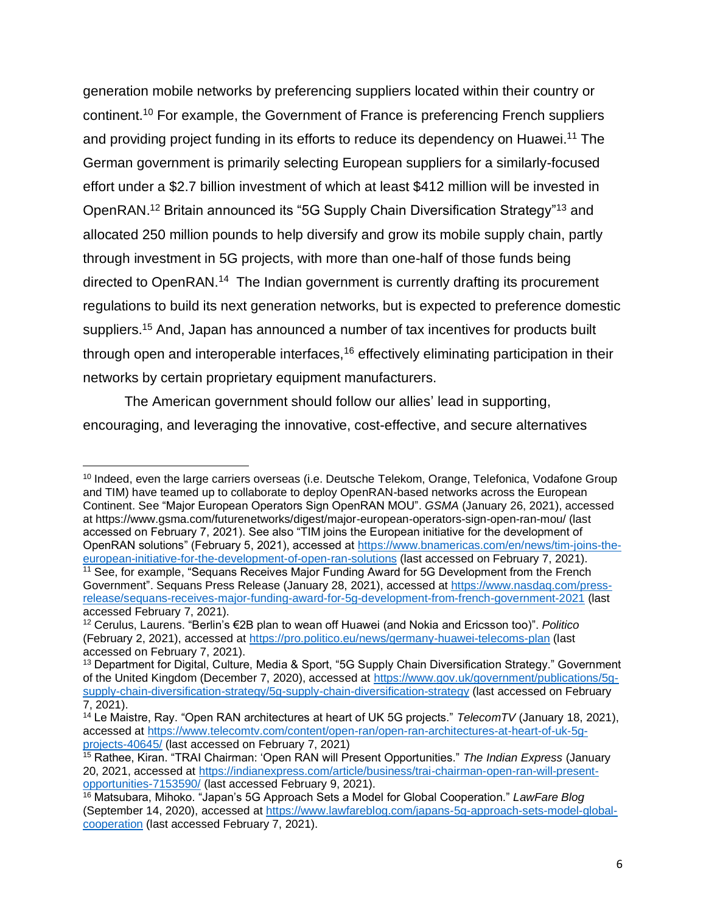generation mobile networks by preferencing suppliers located within their country or continent.[10] For example, the Government of France is preferencing French suppliers and providing project funding in its efforts to reduce its dependency on Huawei.[11] The German government is primarily selecting European suppliers for a similarly-focused effort under a $2.7 billion investment of which at least $412 million will be invested in OpenRAN.[12] Britain announced its "5G Supply Chain Diversification Strategy"[13] and allocated 250 million pounds to help diversify and grow its mobile supply chain, partly through investment in 5G projects, with more than one-half of those funds being directed to OpenRAN.[14] The Indian government is currently drafting its procurement regulations to build its next generation networks, but is expected to preference domestic suppliers.[15] And, Japan has announced a number of tax incentives for products built through open and interoperable interfaces,[16] effectively eliminating participation in their networks by certain proprietary equipment manufacturers.

The American government should follow our allies' lead in supporting, encouraging, and leveraging the innovative, cost-effective, and secure alternatives

---

[10] Indeed, even the large carriers overseas (i.e. Deutsche Telekom, Orange, Telefonica, Vodafone Group and TIM) have teamed up to collaborate to deploy OpenRAN-based networks across the European Continent. See "Major European Operators Sign OpenRAN MOU". *GSMA* (January 26, 2021), accessed at https://www.gsma.com/futurenetworks/digest/major-european-operators-sign-open-ran-mou/ (last accessed on February 7, 2021). See also "TIM joins the European initiative for the development of OpenRAN solutions" (February 5, 2021), accessed at https://www.bnamericas.com/en/news/tim-joins-the-european-initiative-for-the-development-of-open-ran-solutions (last accessed on February 7, 2021).

[11] See, for example, "Sequans Receives Major Funding Award for 5G Development from the French Government". Sequans Press Release (January 28, 2021), accessed at https://www.nasdaq.com/press-release/sequans-receives-major-funding-award-for-5g-development-from-french-government-2021 (last accessed February 7, 2021).

[12] Cerulus, Laurens. "Berlin's €2B plan to wean off Huawei (and Nokia and Ericsson too)". *Politico* (February 2, 2021), accessed at https://pro.politico.eu/news/germany-huawei-telecoms-plan (last accessed on February 7, 2021).

[13] Department for Digital, Culture, Media & Sport, "5G Supply Chain Diversification Strategy." Government of the United Kingdom (December 7, 2020), accessed at https://www.gov.uk/government/publications/5g-supply-chain-diversification-strategy/5g-supply-chain-diversification-strategy (last accessed on February 7, 2021).

[14] Le Maistre, Ray. "Open RAN architectures at heart of UK 5G projects." *TelecomTV* (January 18, 2021), accessed at https://www.telecomtv.com/content/open-ran/open-ran-architectures-at-heart-of-uk-5g-projects-40645/ (last accessed on February 7, 2021)

[15] Rathee, Kiran. "TRAI Chairman: 'Open RAN will Present Opportunities." *The Indian Express* (January 20, 2021, accessed at https://indianexpress.com/article/business/trai-chairman-open-ran-will-present-opportunities-7153590/ (last accessed February 9, 2021).

[16] Matsubara, Mihoko. "Japan's 5G Approach Sets a Model for Global Cooperation." *LawFare Blog* (September 14, 2020), accessed at https://www.lawfareblog.com/japans-5g-approach-sets-model-global-cooperation (last accessed February 7, 2021).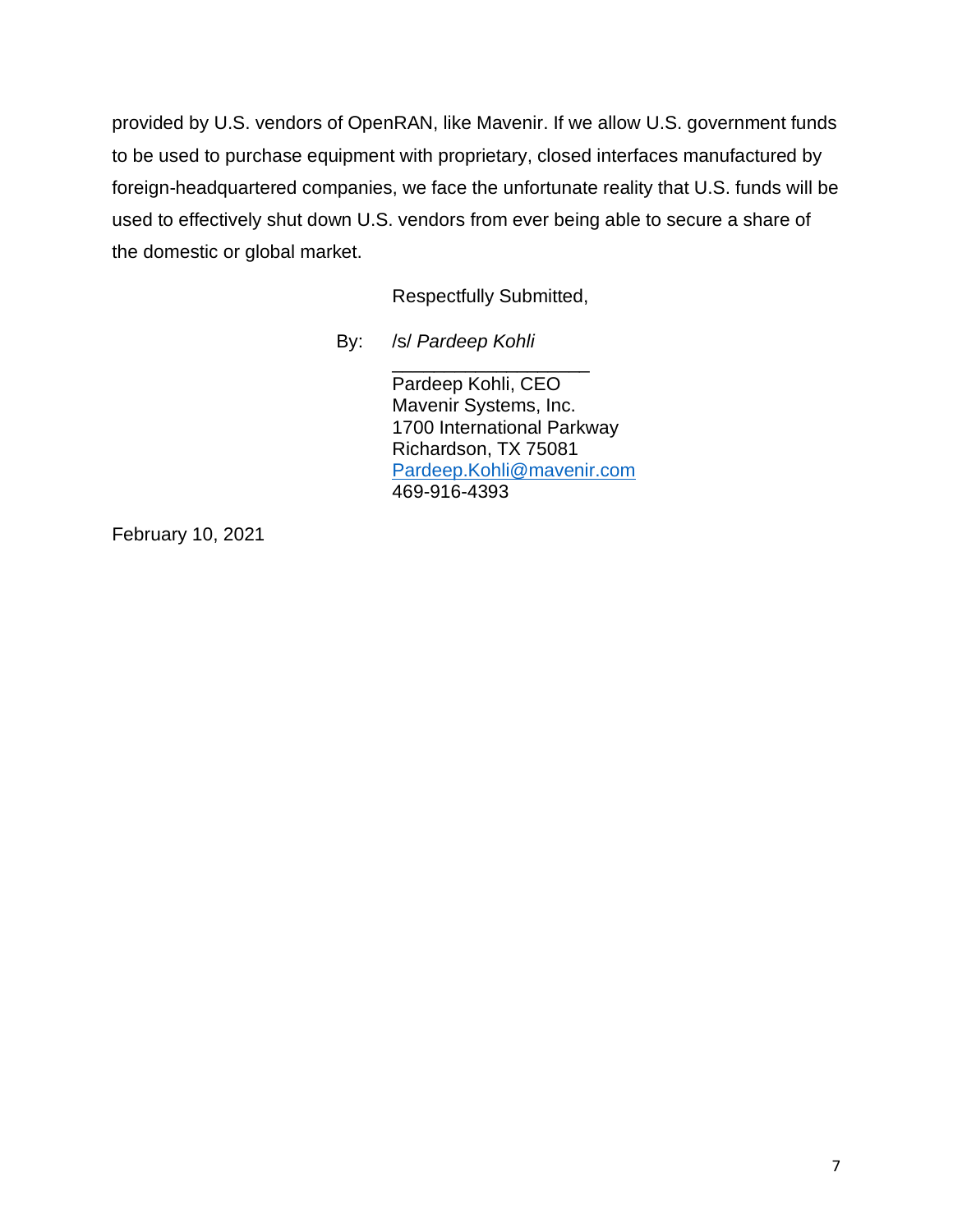provided by U.S. vendors of OpenRAN, like Mavenir. If we allow U.S. government funds to be used to purchase equipment with proprietary, closed interfaces manufactured by foreign-headquartered companies, we face the unfortunate reality that U.S. funds will be used to effectively shut down U.S. vendors from ever being able to secure a share of the domestic or global market.

Respectfully Submitted,

By: /s/ *Pardeep Kohli*
___________________
Pardeep Kohli, CEO
Mavenir Systems, Inc.
1700 International Parkway
Richardson, TX 75081
Pardeep.Kohli@mavenir.com
469-916-4393

February 10, 2021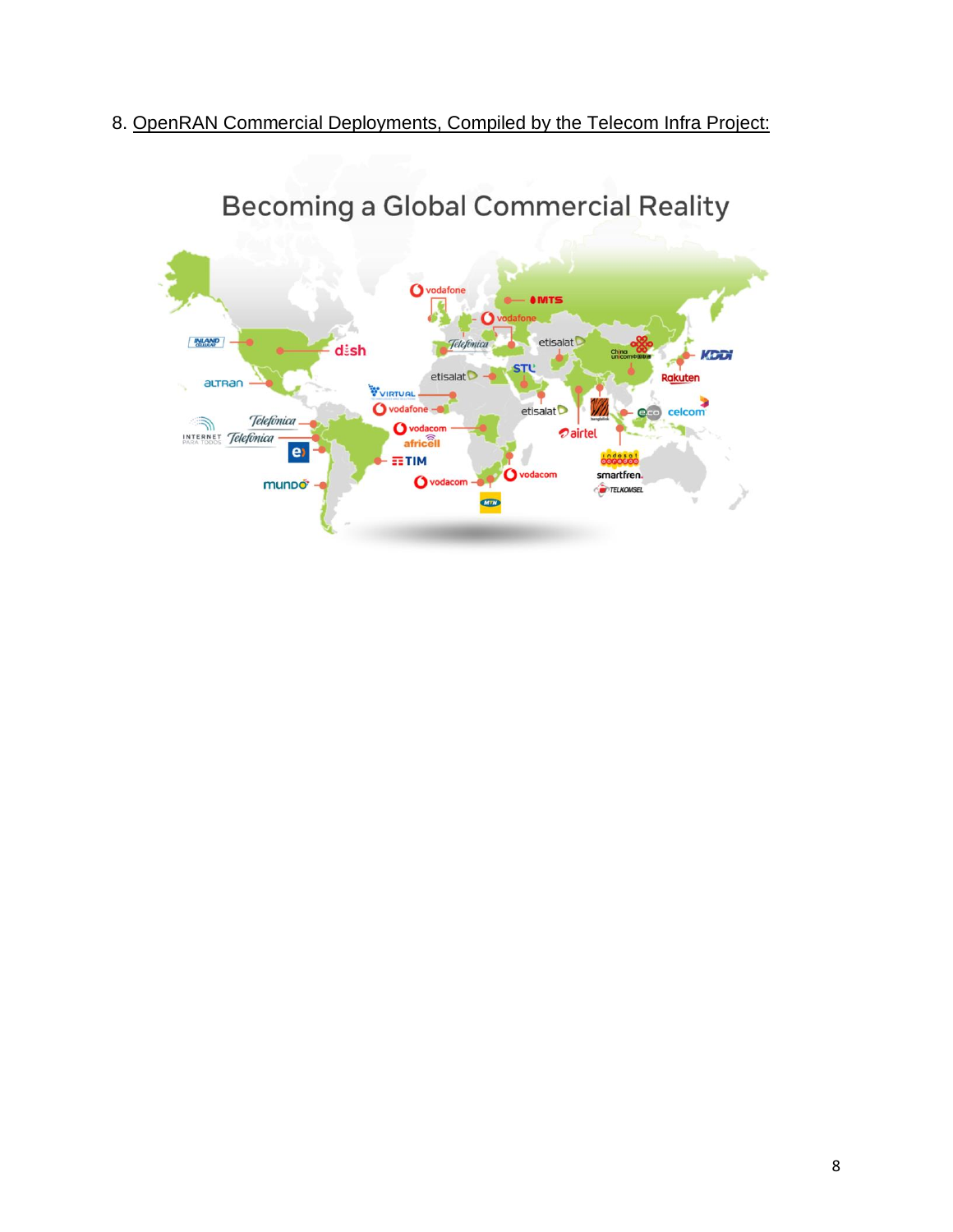8. OpenRAN Commercial Deployments, Compiled by the Telecom Infra Project:

Becoming a Global Commercial Reality

vodafone
MTS
vodafone
Telefónica
etisalat
China unicom
KDDI
INLAND CELLULAR
dish
Rakuten
STL
etisalat
altran
VIRTUAL
vodafone
etisalat
celcom
Telefónica
INTERNET PARA TODOS
Telefónica
vodacom
africell
airtel
TIM
indosat ooredoo
mundo
vodacom
vodacom
smartfren.
TELKOMSEL
MTN